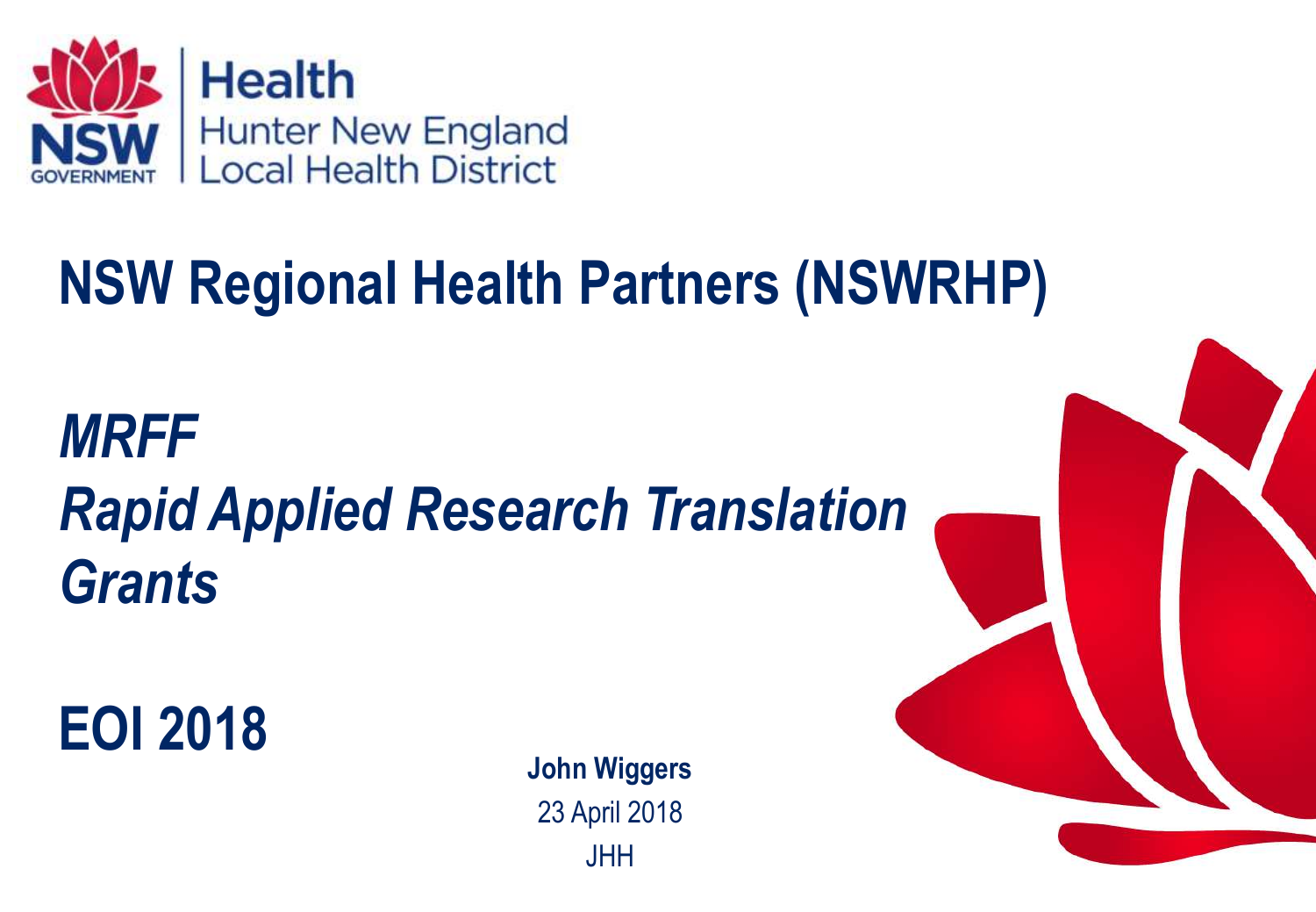Health
Hunter New England
Local Health District

# NSW Regional Health Partners (NSWRHP)

## *MRFF*
## *Rapid Applied Research Translation Grants*

## EOI 2018

**John Wiggers**

23 April 2018

JHH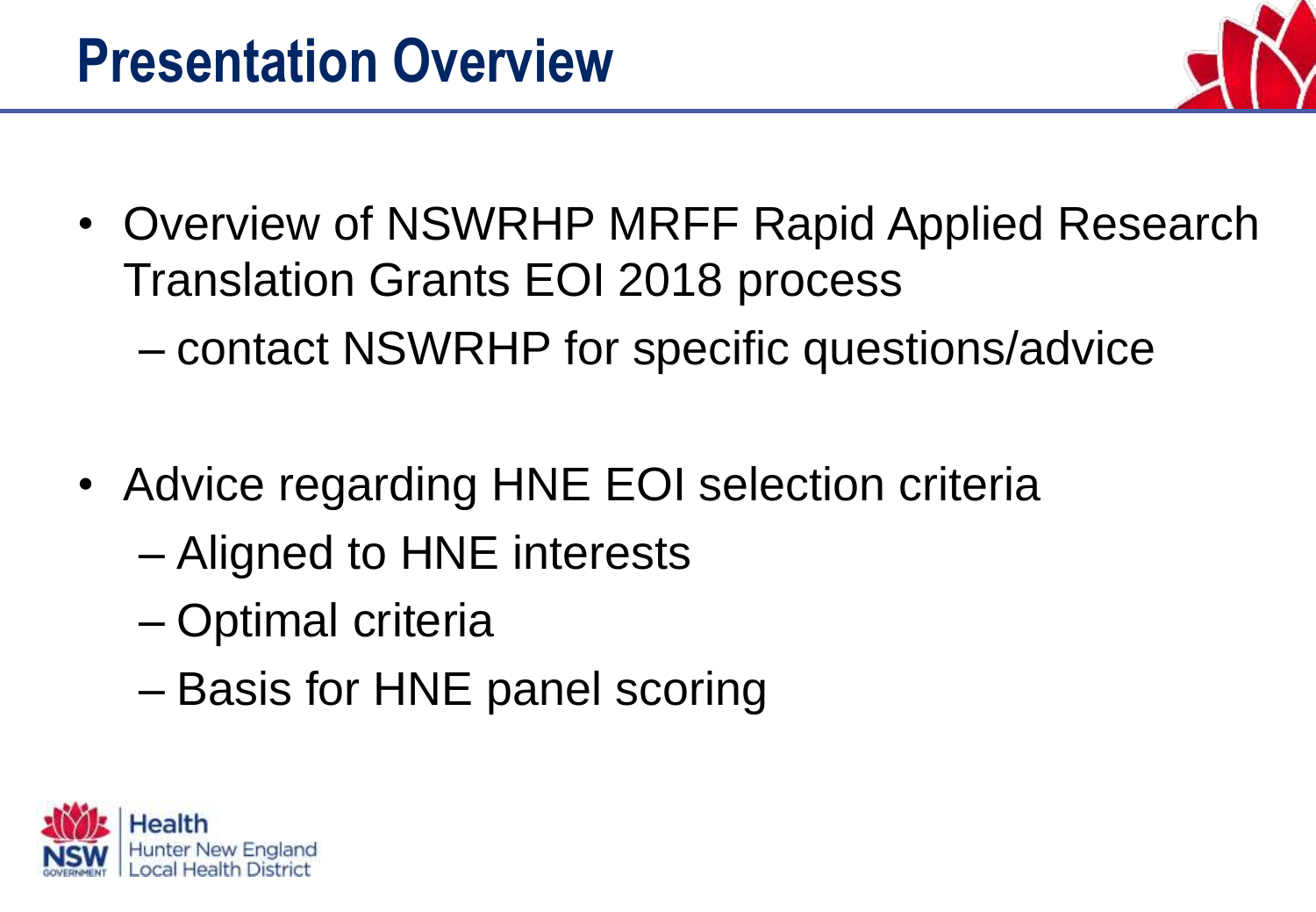# Presentation Overview

- Overview of NSWRHP MRFF Rapid Applied Research Translation Grants EOI 2018 process
  - contact NSWRHP for specific questions/advice

- Advice regarding HNE EOI selection criteria
  - Aligned to HNE interests
  - Optimal criteria
  - Basis for HNE panel scoring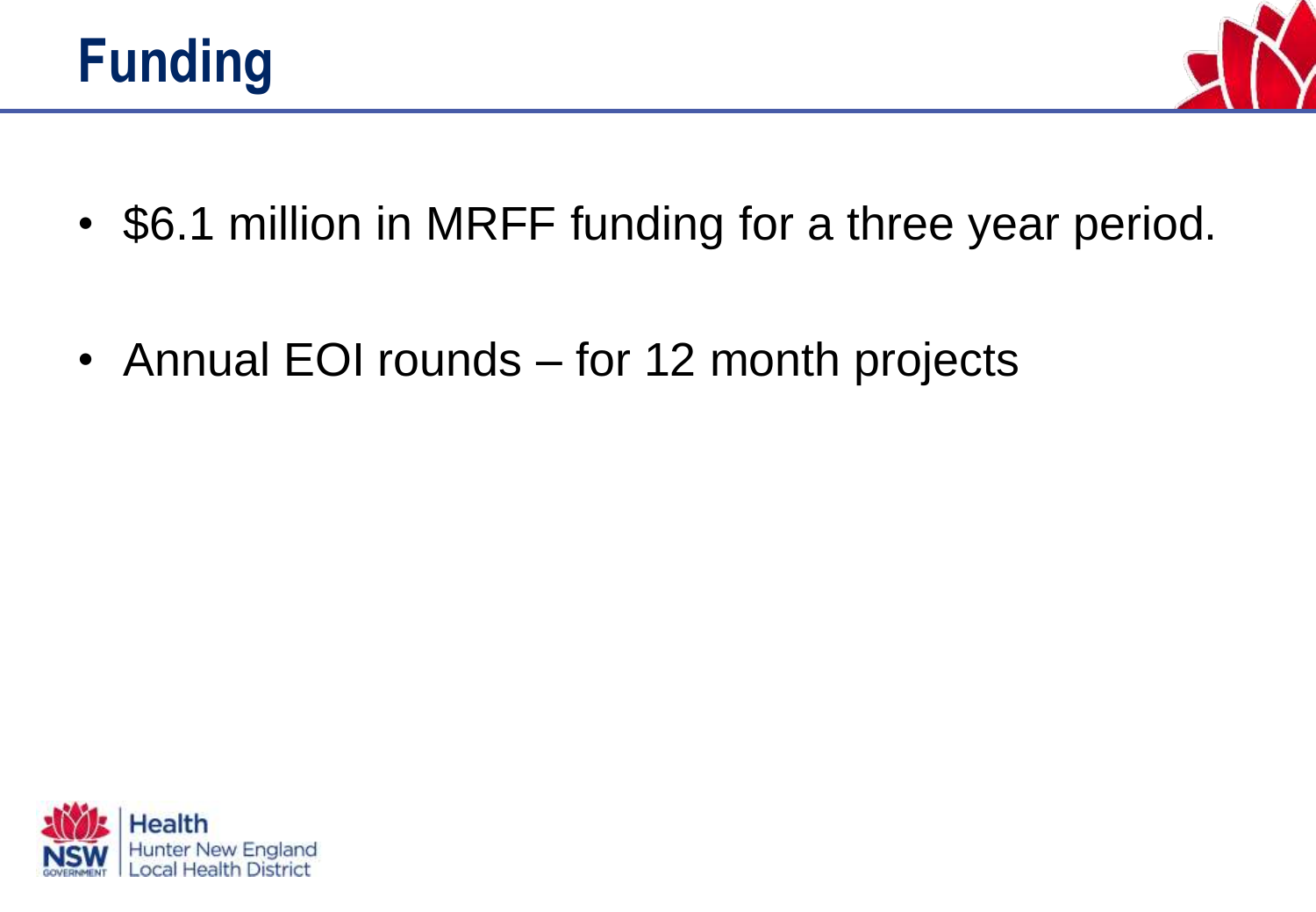# Funding

- $6.1 million in MRFF funding for a three year period.

- Annual EOI rounds – for 12 month projects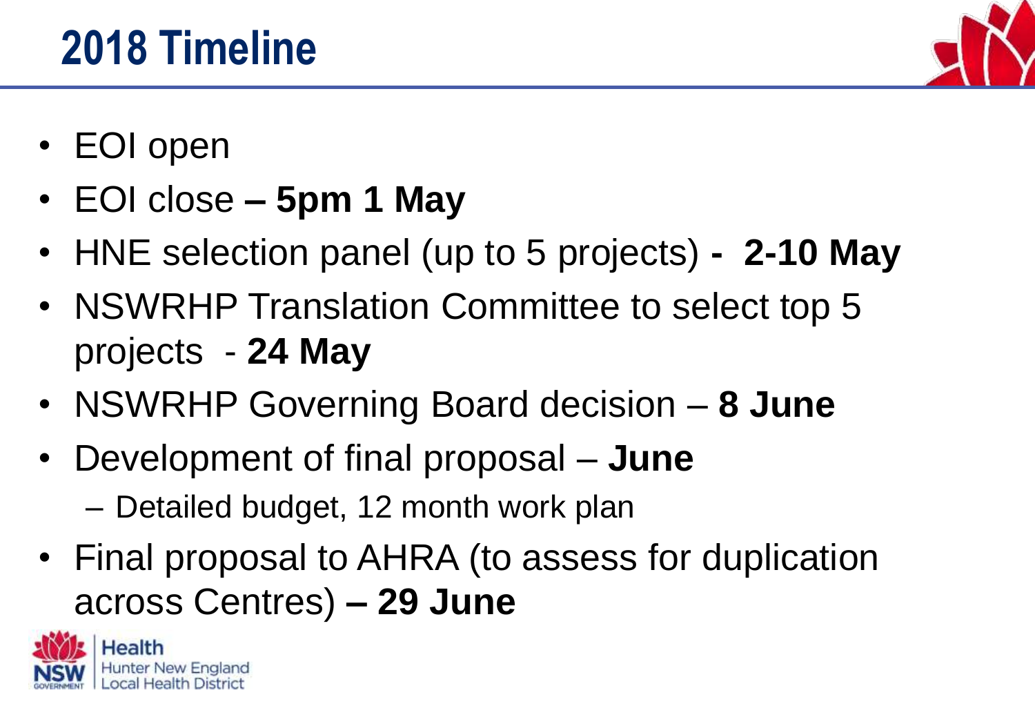# 2018 Timeline

- EOI open
- EOI close **– 5pm 1 May**
- HNE selection panel (up to 5 projects) **- 2-10 May**
- NSWRHP Translation Committee to select top 5 projects - **24 May**
- NSWRHP Governing Board decision – **8 June**
- Development of final proposal – **June**
  - Detailed budget, 12 month work plan
- Final proposal to AHRA (to assess for duplication across Centres) **– 29 June**

Health
Hunter New England
Local Health District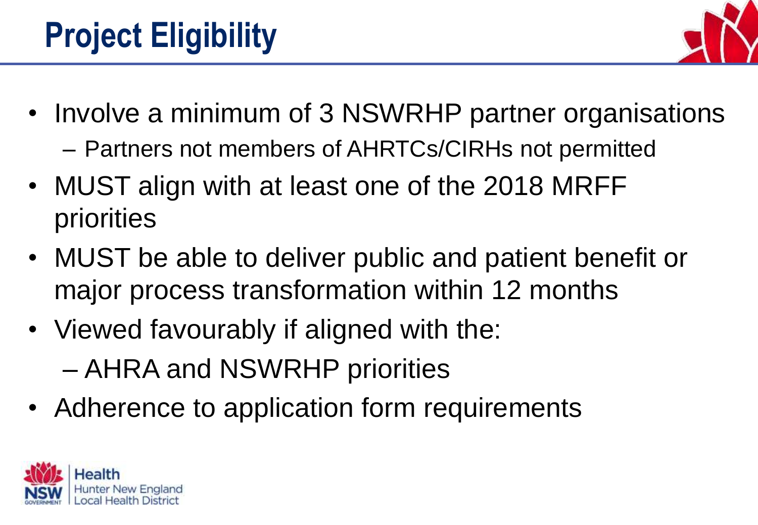# Project Eligibility

- Involve a minimum of 3 NSWRHP partner organisations
  - Partners not members of AHRTCs/CIRHs not permitted
- MUST align with at least one of the 2018 MRFF priorities
- MUST be able to deliver public and patient benefit or major process transformation within 12 months
- Viewed favourably if aligned with the:
  - AHRA and NSWRHP priorities
- Adherence to application form requirements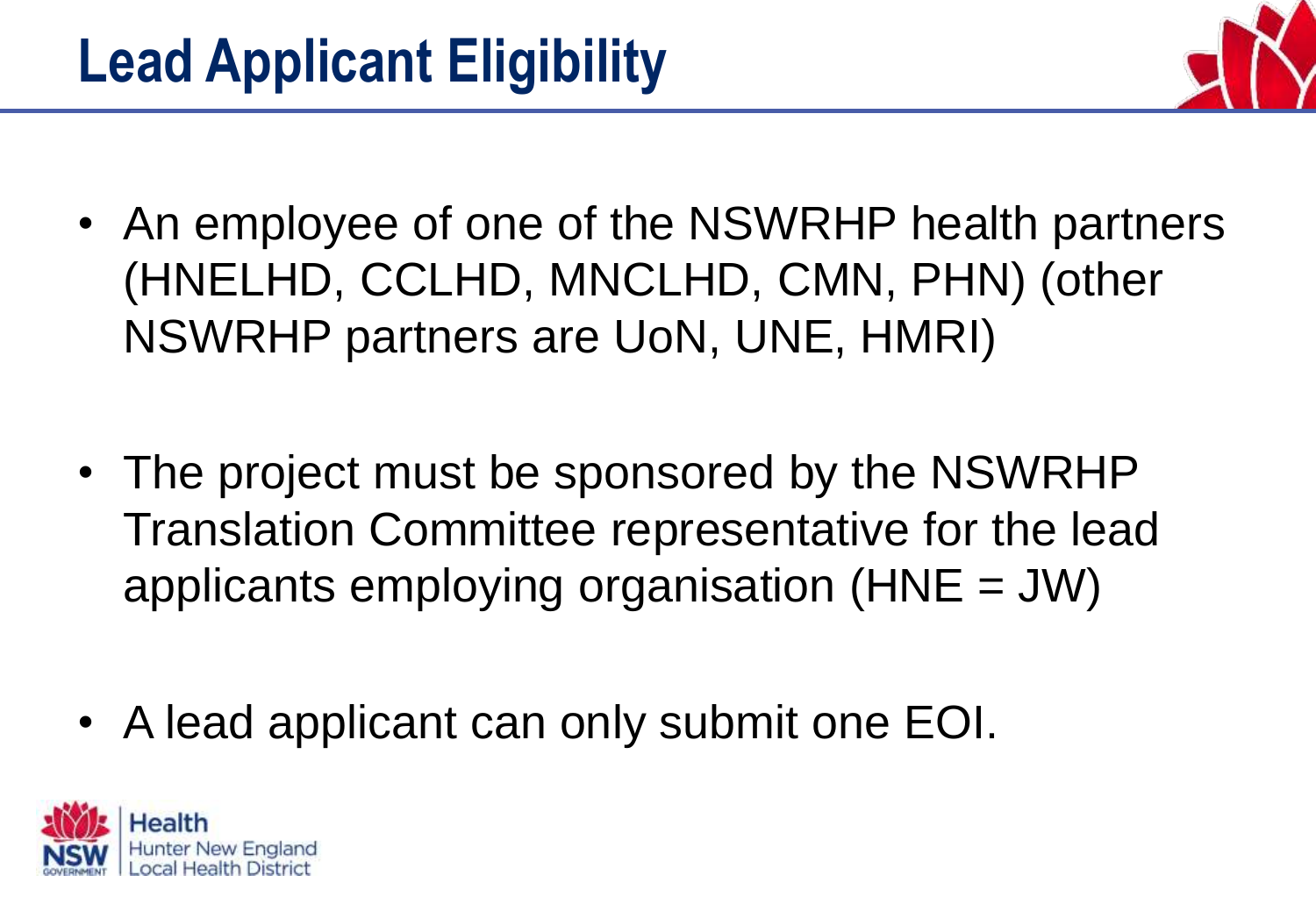# Lead Applicant Eligibility

- An employee of one of the NSWRHP health partners (HNELHD, CCLHD, MNCLHD, CMN, PHN) (other NSWRHP partners are UoN, UNE, HMRI)
- The project must be sponsored by the NSWRHP Translation Committee representative for the lead applicants employing organisation (HNE = JW)
- A lead applicant can only submit one EOI.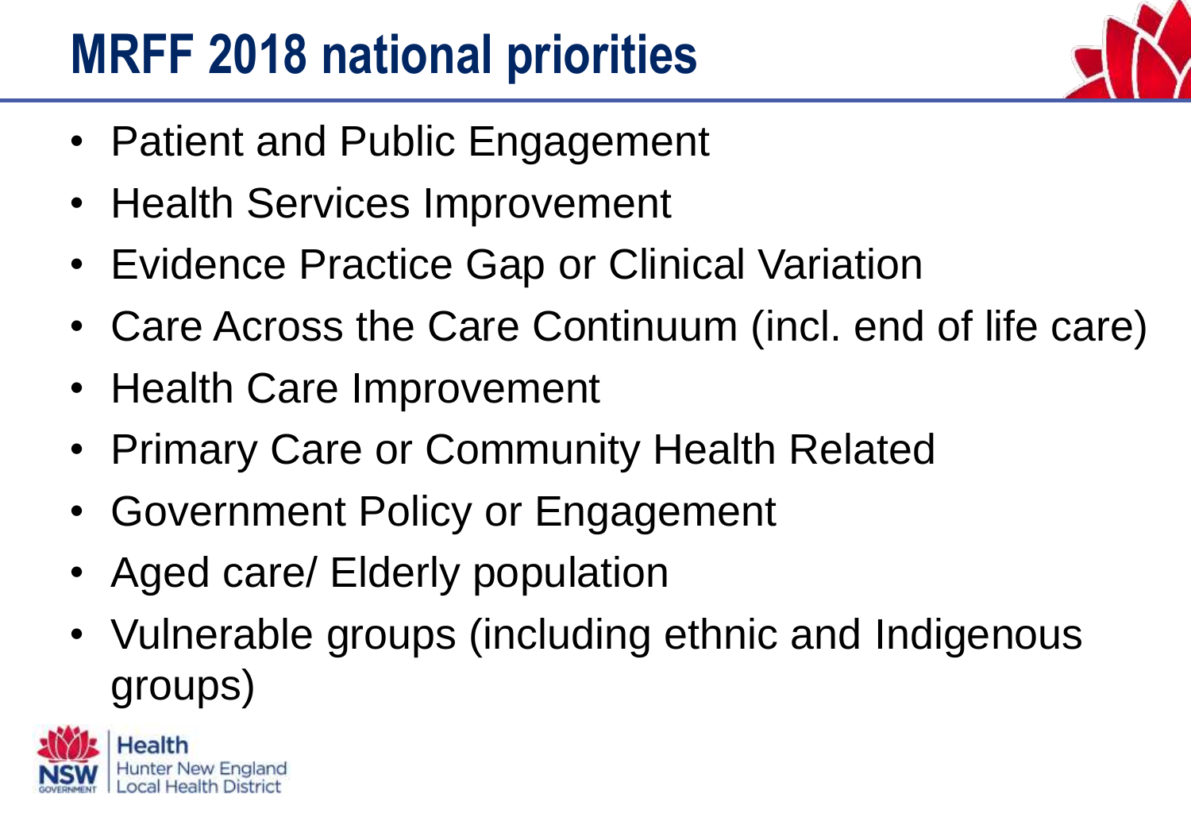# MRFF 2018 national priorities

- Patient and Public Engagement
- Health Services Improvement
- Evidence Practice Gap or Clinical Variation
- Care Across the Care Continuum (incl. end of life care)
- Health Care Improvement
- Primary Care or Community Health Related
- Government Policy or Engagement
- Aged care/ Elderly population
- Vulnerable groups (including ethnic and Indigenous groups)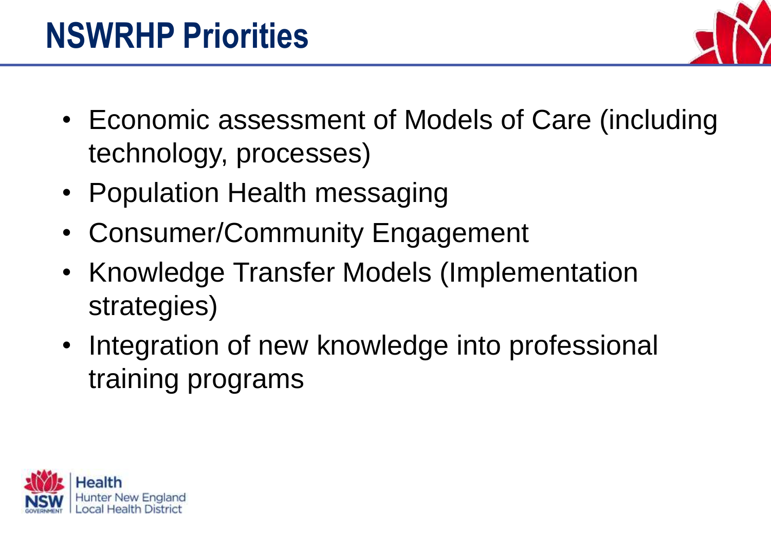# NSWRHP Priorities

- Economic assessment of Models of Care (including technology, processes)
- Population Health messaging
- Consumer/Community Engagement
- Knowledge Transfer Models (Implementation strategies)
- Integration of new knowledge into professional training programs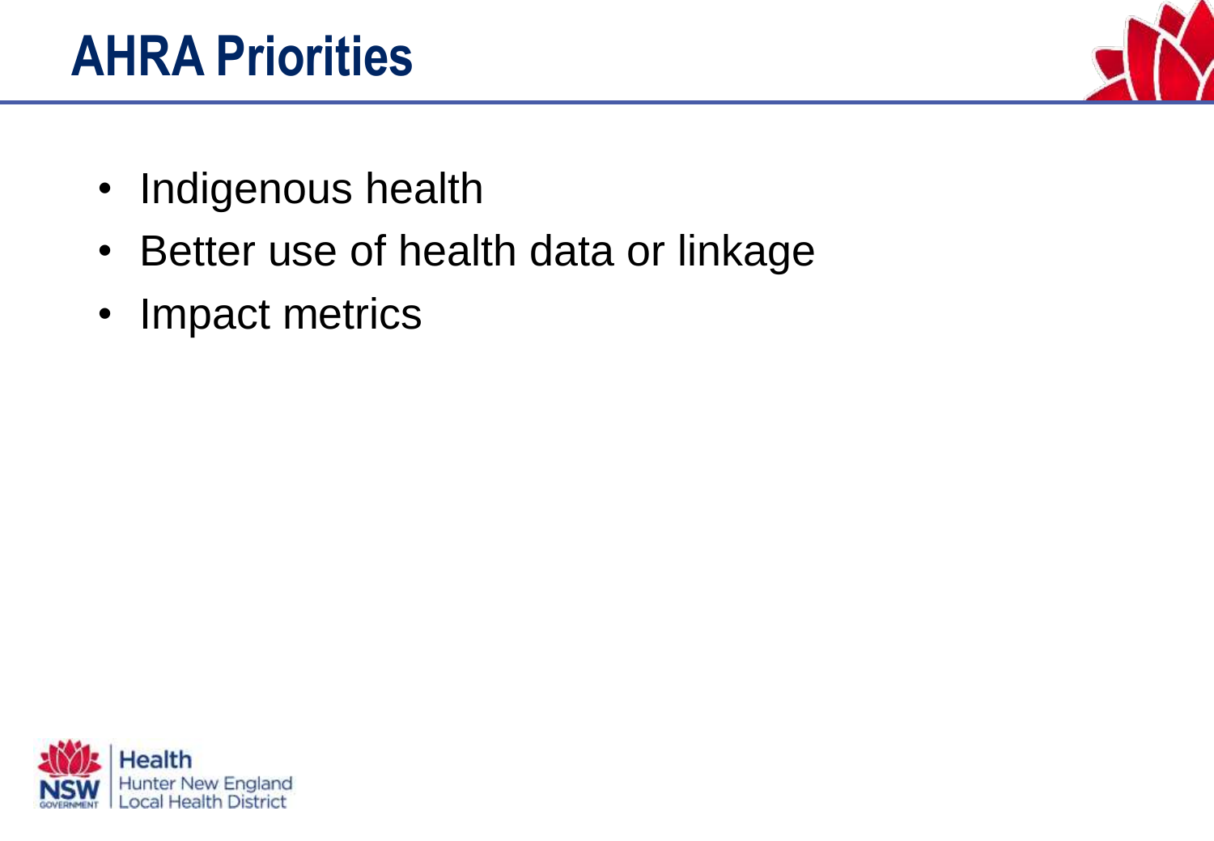# AHRA Priorities

- Indigenous health
- Better use of health data or linkage
- Impact metrics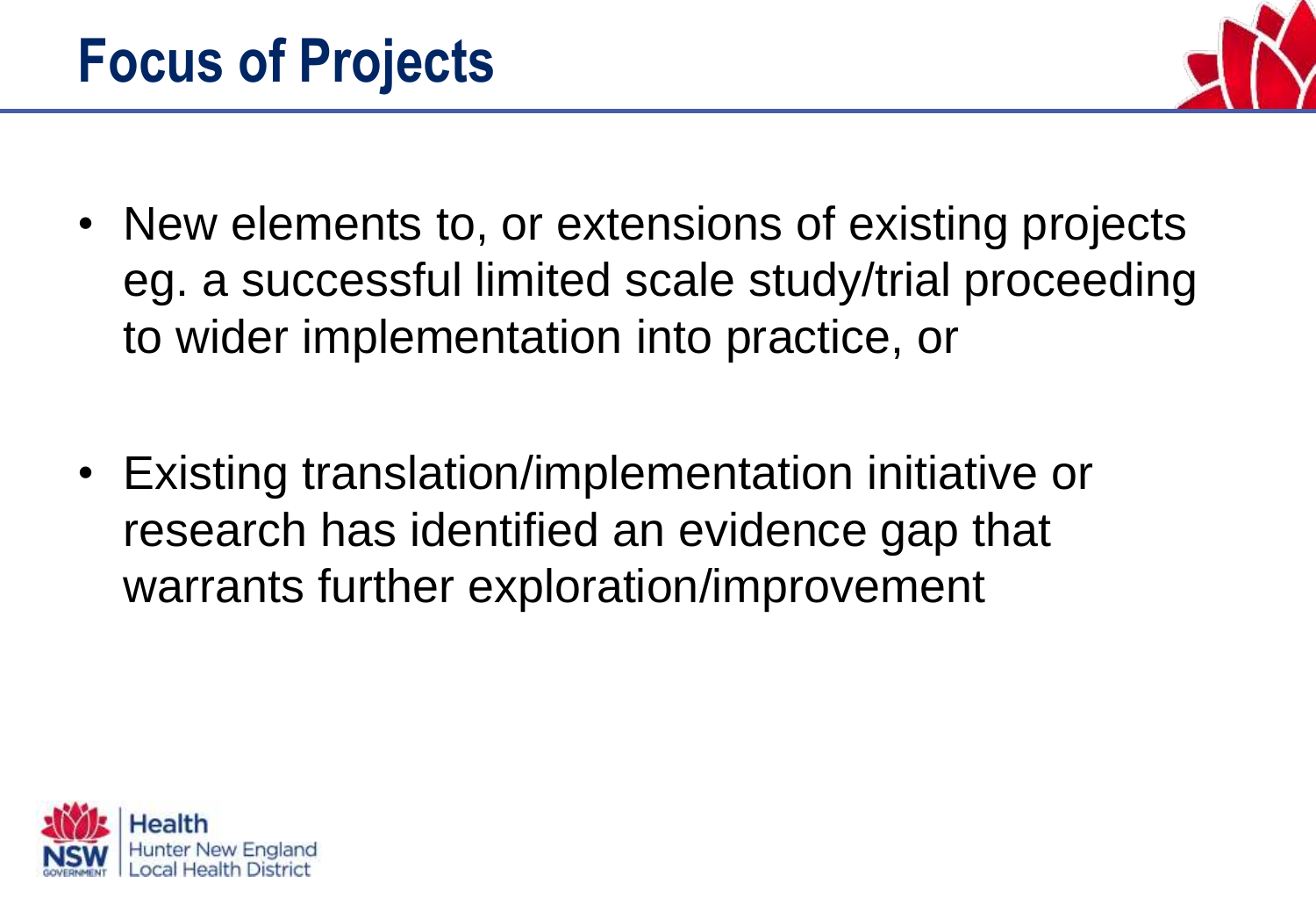# Focus of Projects

- New elements to, or extensions of existing projects eg. a successful limited scale study/trial proceeding to wider implementation into practice, or

- Existing translation/implementation initiative or research has identified an evidence gap that warrants further exploration/improvement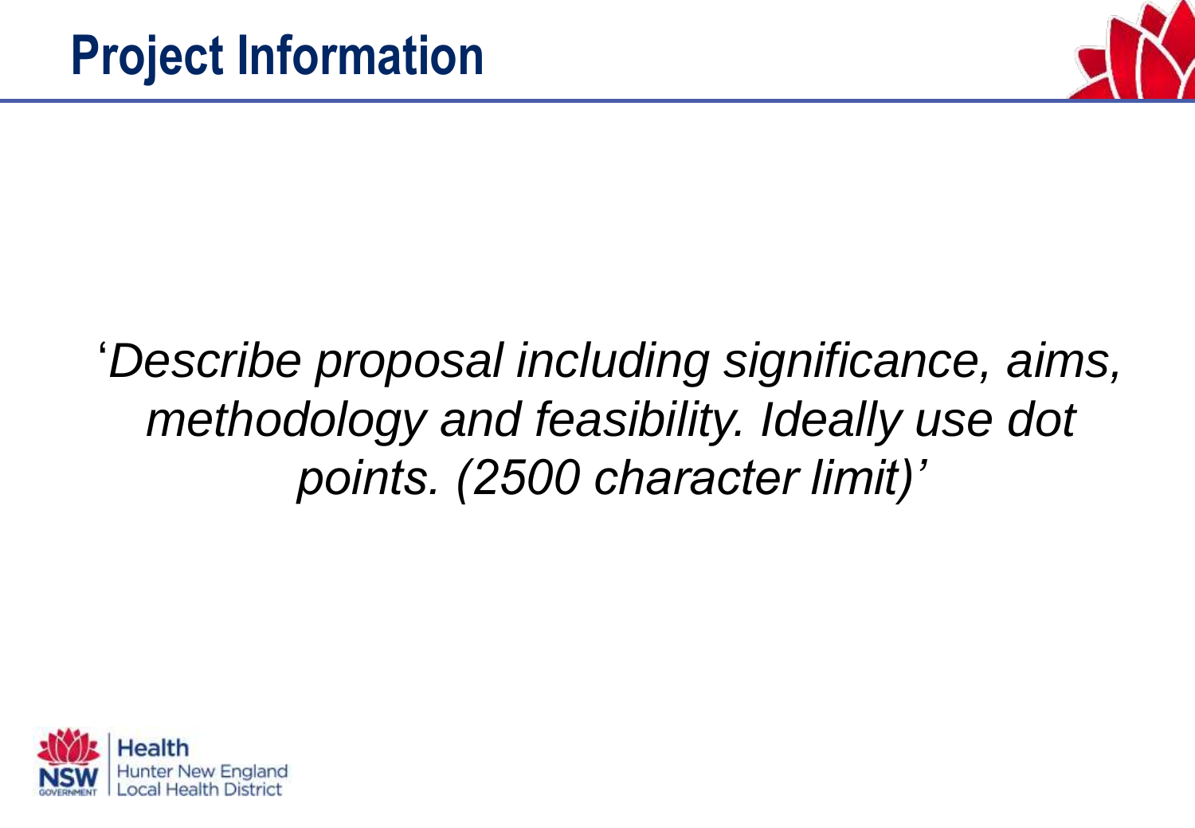# Project Information

*'Describe proposal including significance, aims, methodology and feasibility. Ideally use dot points. (2500 character limit)'*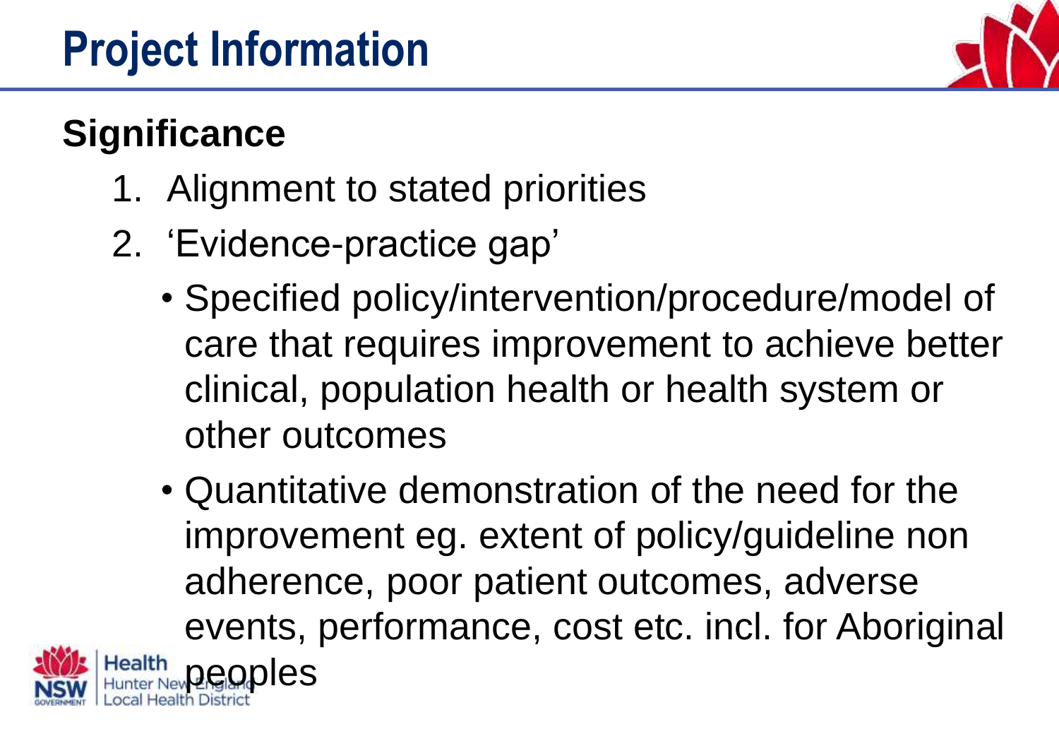# Project Information

## Significance

1. Alignment to stated priorities
2. 'Evidence-practice gap'
   - Specified policy/intervention/procedure/model of care that requires improvement to achieve better clinical, population health or health system or other outcomes
   - Quantitative demonstration of the need for the improvement eg. extent of policy/guideline non adherence, poor patient outcomes, adverse events, performance, cost etc. incl. for Aboriginal peoples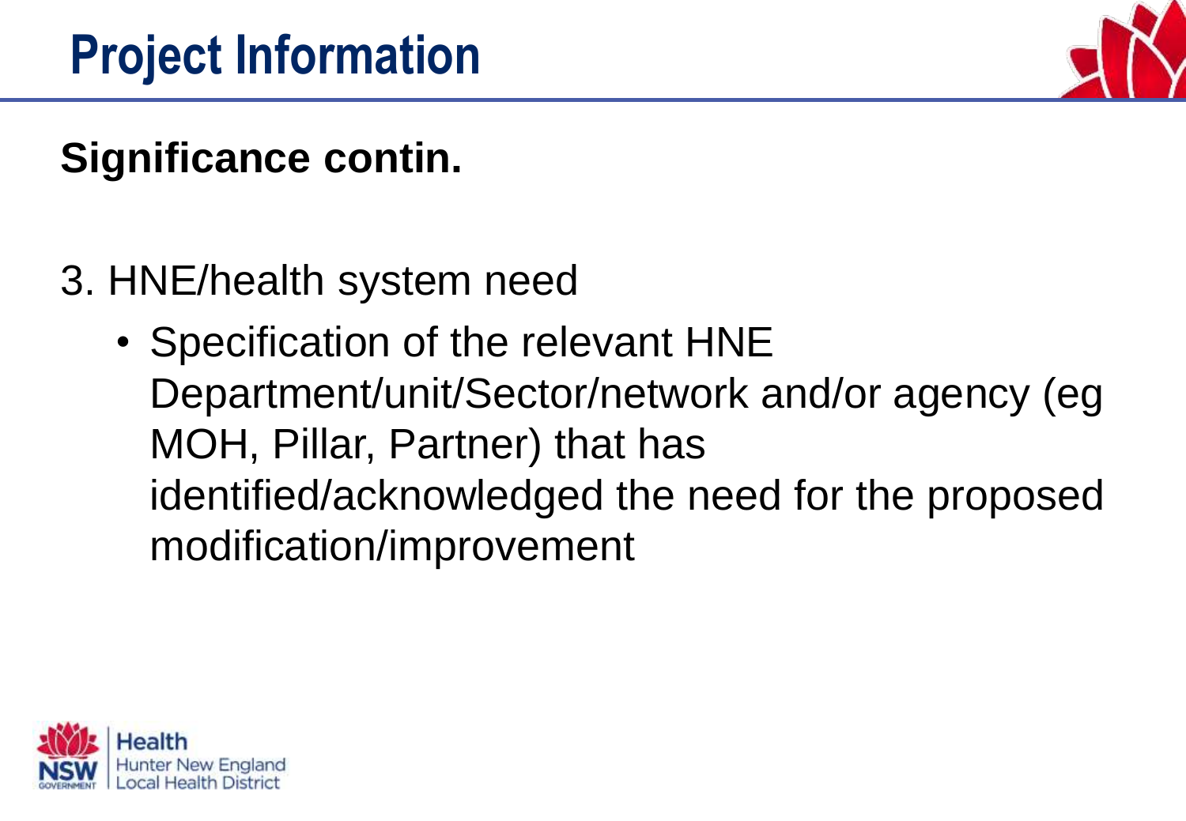# Project Information

## Significance contin.

3. HNE/health system need
   - Specification of the relevant HNE Department/unit/Sector/network and/or agency (eg MOH, Pillar, Partner) that has identified/acknowledged the need for the proposed modification/improvement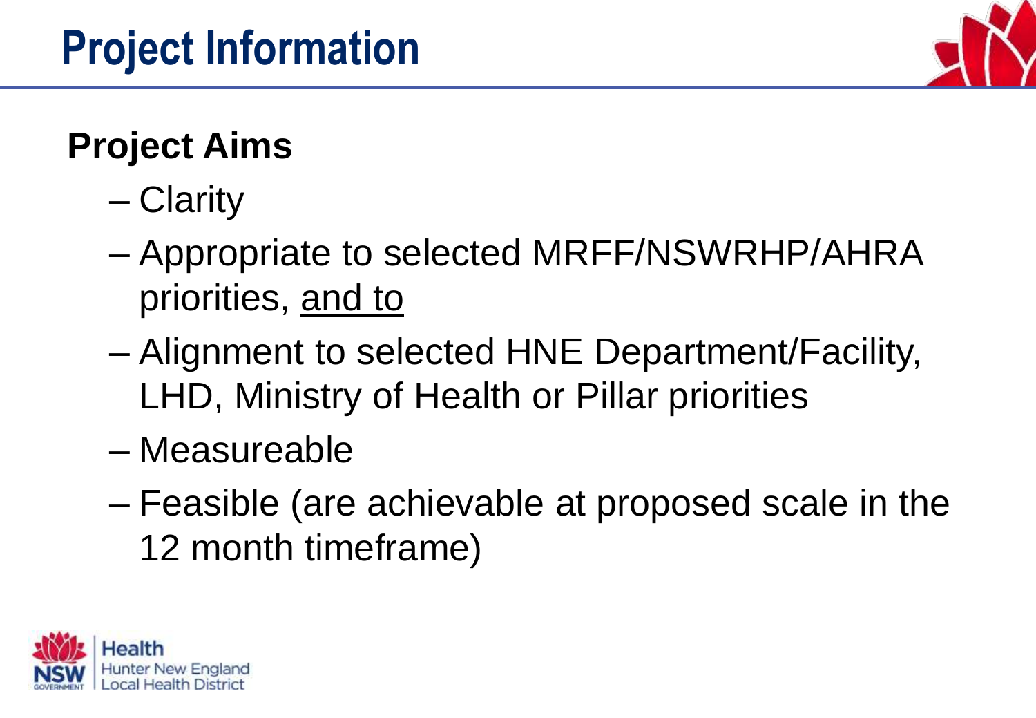# Project Information

## Project Aims

- Clarity
- Appropriate to selected MRFF/NSWRHP/AHRA priorities, <u>and to</u>
- Alignment to selected HNE Department/Facility, LHD, Ministry of Health or Pillar priorities
- Measureable
- Feasible (are achievable at proposed scale in the 12 month timeframe)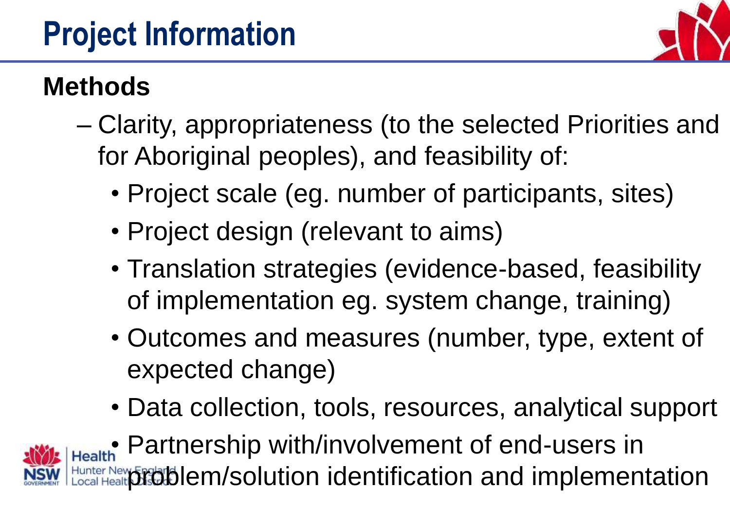# Project Information

## Methods

- Clarity, appropriateness (to the selected Priorities and for Aboriginal peoples), and feasibility of:
  - Project scale (eg. number of participants, sites)
  - Project design (relevant to aims)
  - Translation strategies (evidence-based, feasibility of implementation eg. system change, training)
  - Outcomes and measures (number, type, extent of expected change)
  - Data collection, tools, resources, analytical support
  - Partnership with/involvement of end-users in problem/solution identification and implementation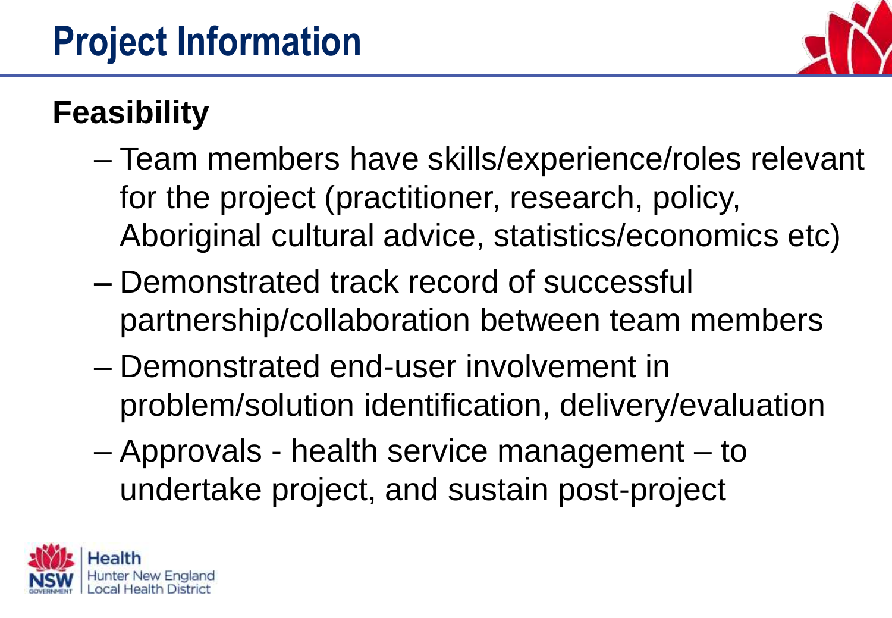# Project Information

## Feasibility

- Team members have skills/experience/roles relevant for the project (practitioner, research, policy, Aboriginal cultural advice, statistics/economics etc)
- Demonstrated track record of successful partnership/collaboration between team members
- Demonstrated end-user involvement in problem/solution identification, delivery/evaluation
- Approvals - health service management – to undertake project, and sustain post-project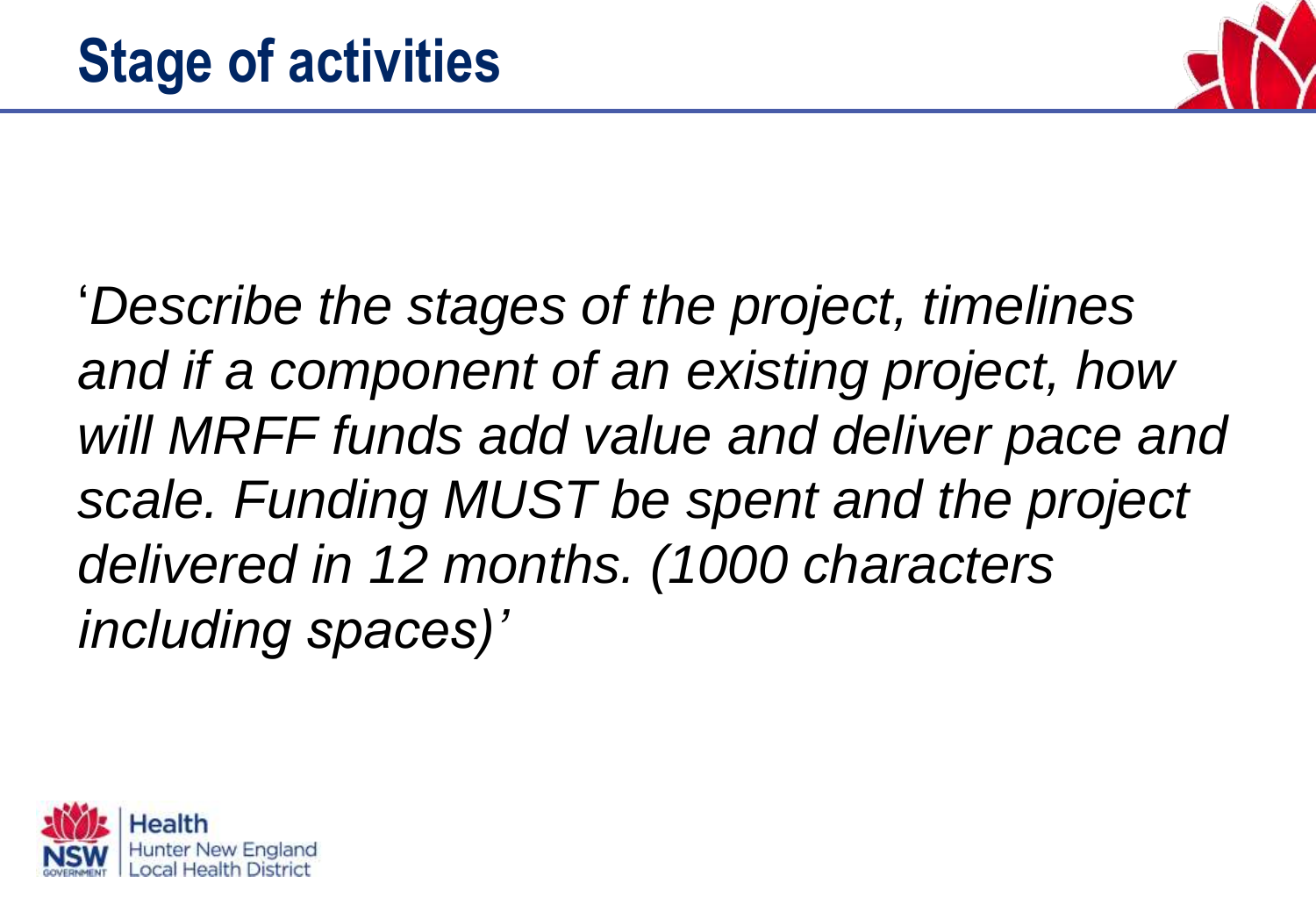# Stage of activities

*'Describe the stages of the project, timelines and if a component of an existing project, how will MRFF funds add value and deliver pace and scale. Funding MUST be spent and the project delivered in 12 months. (1000 characters including spaces)'*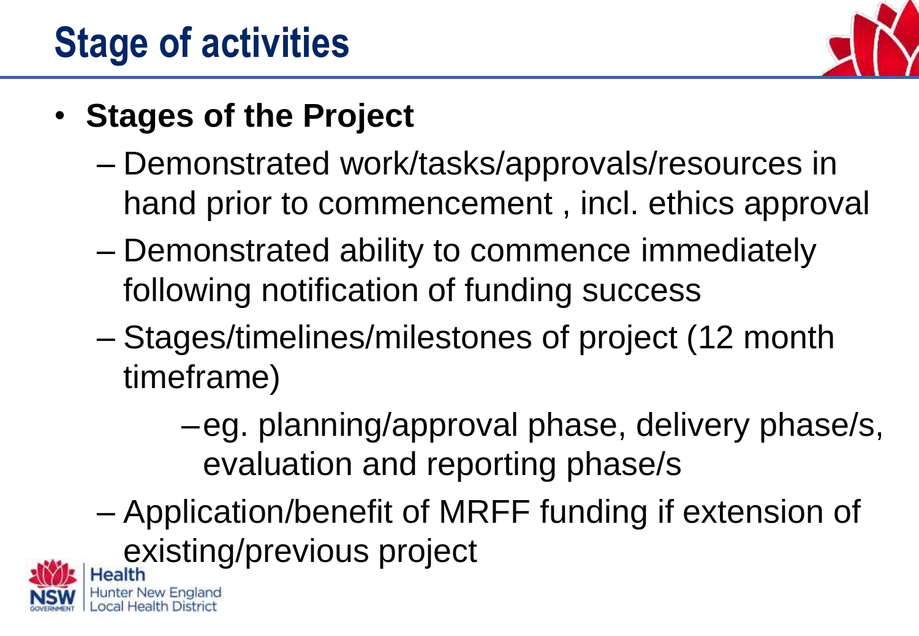# Stage of activities

- **Stages of the Project**
  - Demonstrated work/tasks/approvals/resources in hand prior to commencement , incl. ethics approval
  - Demonstrated ability to commence immediately following notification of funding success
  - Stages/timelines/milestones of project (12 month timeframe)
    - eg. planning/approval phase, delivery phase/s, evaluation and reporting phase/s
  - Application/benefit of MRFF funding if extension of existing/previous project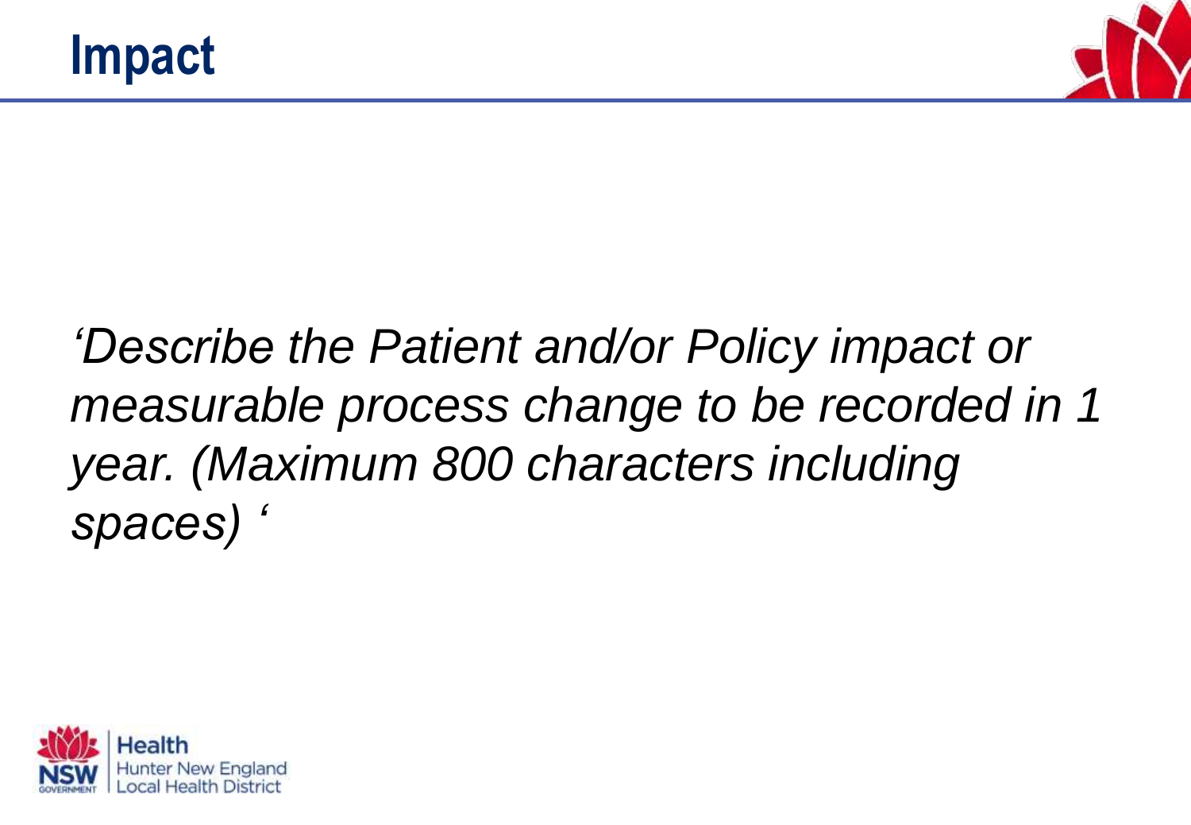# Impact

*'Describe the Patient and/or Policy impact or measurable process change to be recorded in 1 year. (Maximum 800 characters including spaces) '*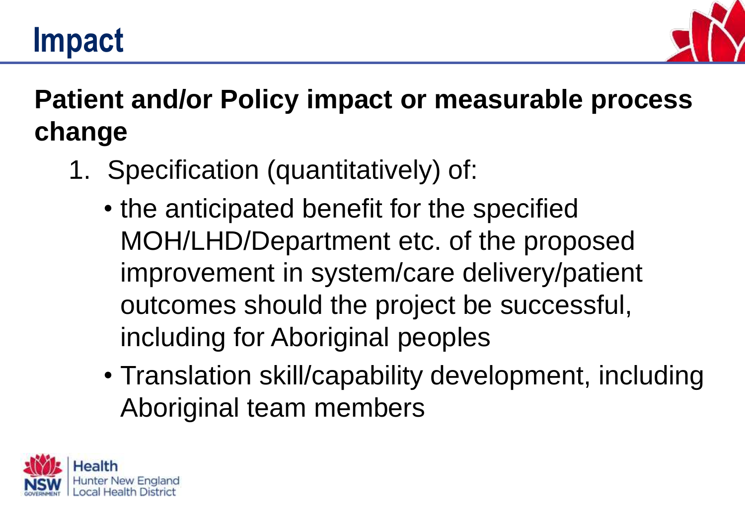# Impact

**Patient and/or Policy impact or measurable process change**

1. Specification (quantitatively) of:
   - the anticipated benefit for the specified MOH/LHD/Department etc. of the proposed improvement in system/care delivery/patient outcomes should the project be successful, including for Aboriginal peoples
   - Translation skill/capability development, including Aboriginal team members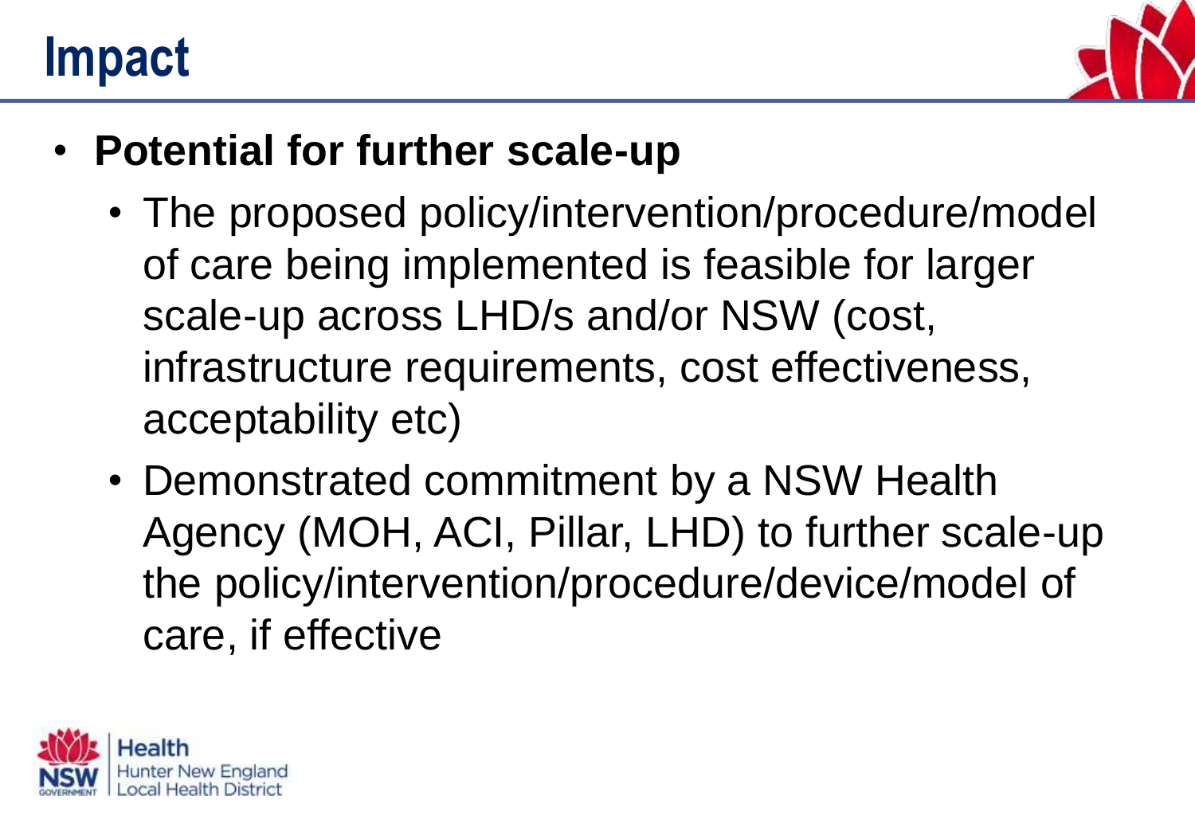# Impact

- **Potential for further scale-up**
  - The proposed policy/intervention/procedure/model of care being implemented is feasible for larger scale-up across LHD/s and/or NSW (cost, infrastructure requirements, cost effectiveness, acceptability etc)
  - Demonstrated commitment by a NSW Health Agency (MOH, ACI, Pillar, LHD) to further scale-up the policy/intervention/procedure/device/model of care, if effective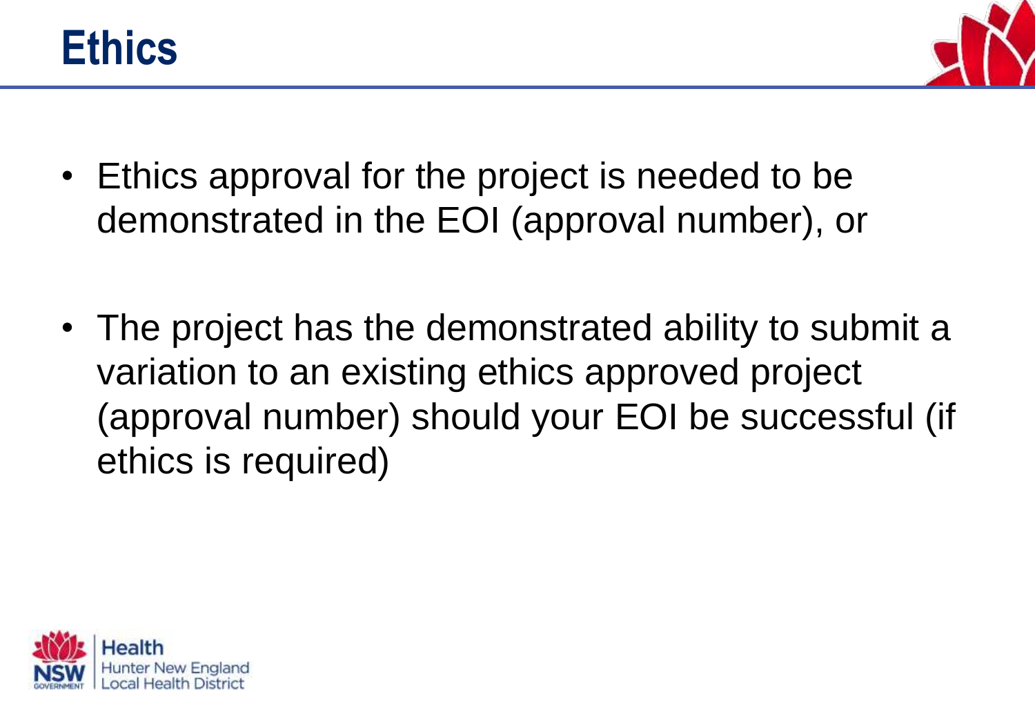# Ethics

- Ethics approval for the project is needed to be demonstrated in the EOI (approval number), or

- The project has the demonstrated ability to submit a variation to an existing ethics approved project (approval number) should your EOI be successful (if ethics is required)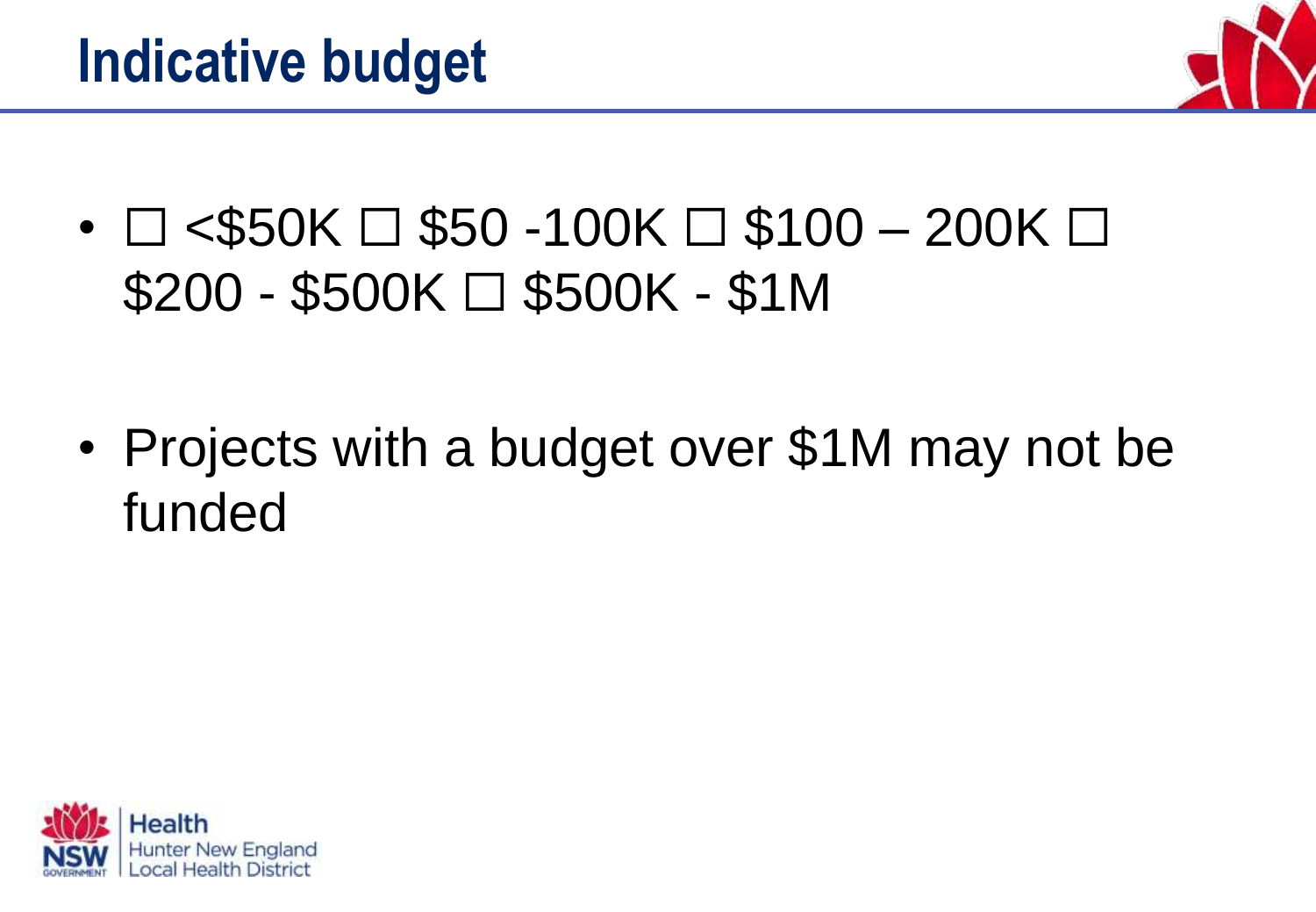# Indicative budget

- ☐ <$50K ☐ $50 -100K ☐ $100 – 200K ☐ $200 - $500K ☐ $500K - $1M

- Projects with a budget over $1M may not be funded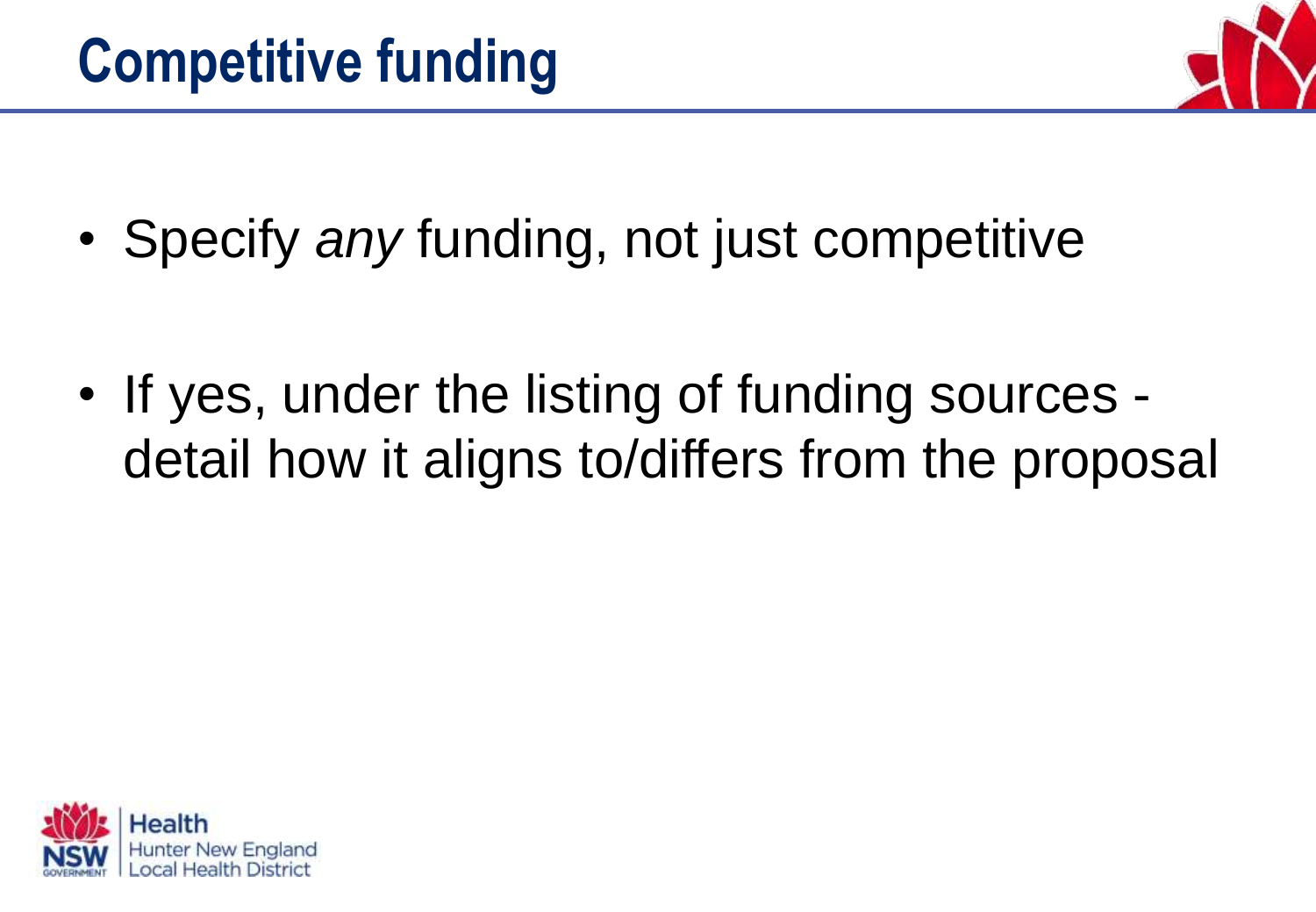# Competitive funding

- Specify *any* funding, not just competitive

- If yes, under the listing of funding sources - detail how it aligns to/differs from the proposal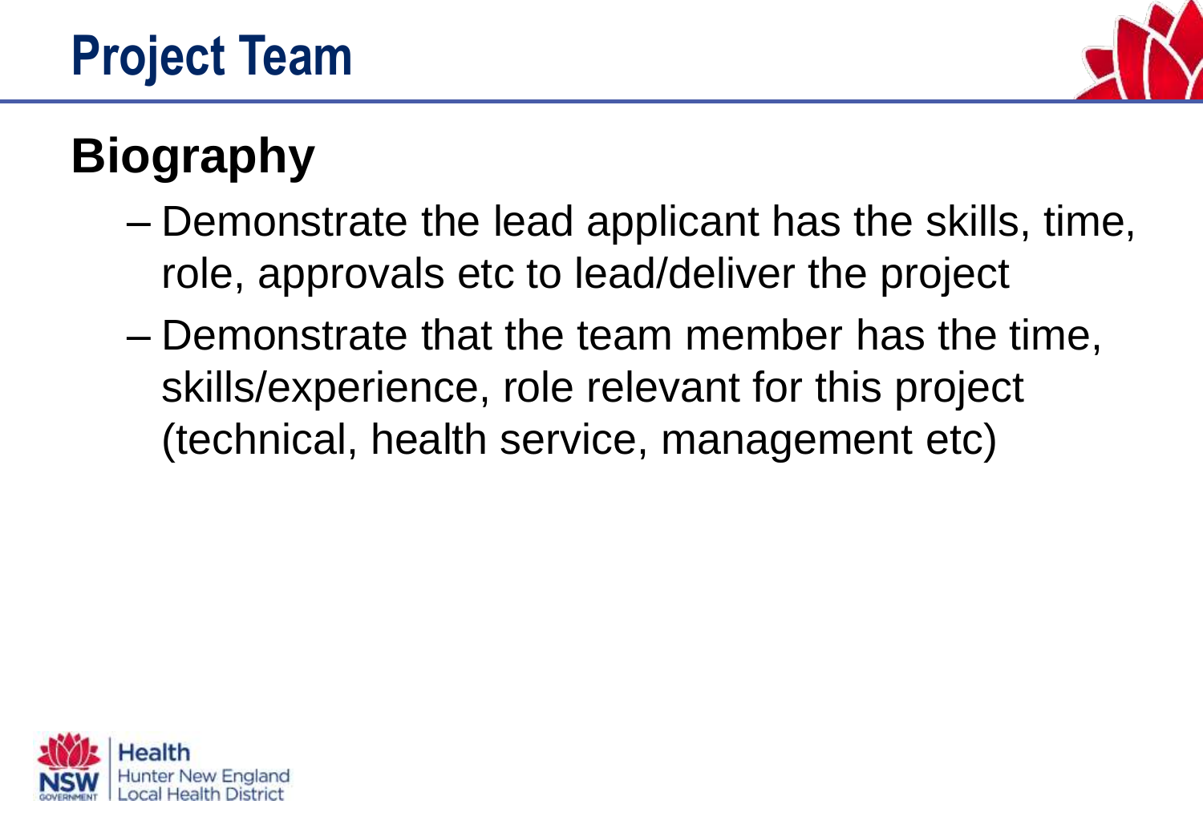# Project Team

## Biography

- Demonstrate the lead applicant has the skills, time, role, approvals etc to lead/deliver the project
- Demonstrate that the team member has the time, skills/experience, role relevant for this project (technical, health service, management etc)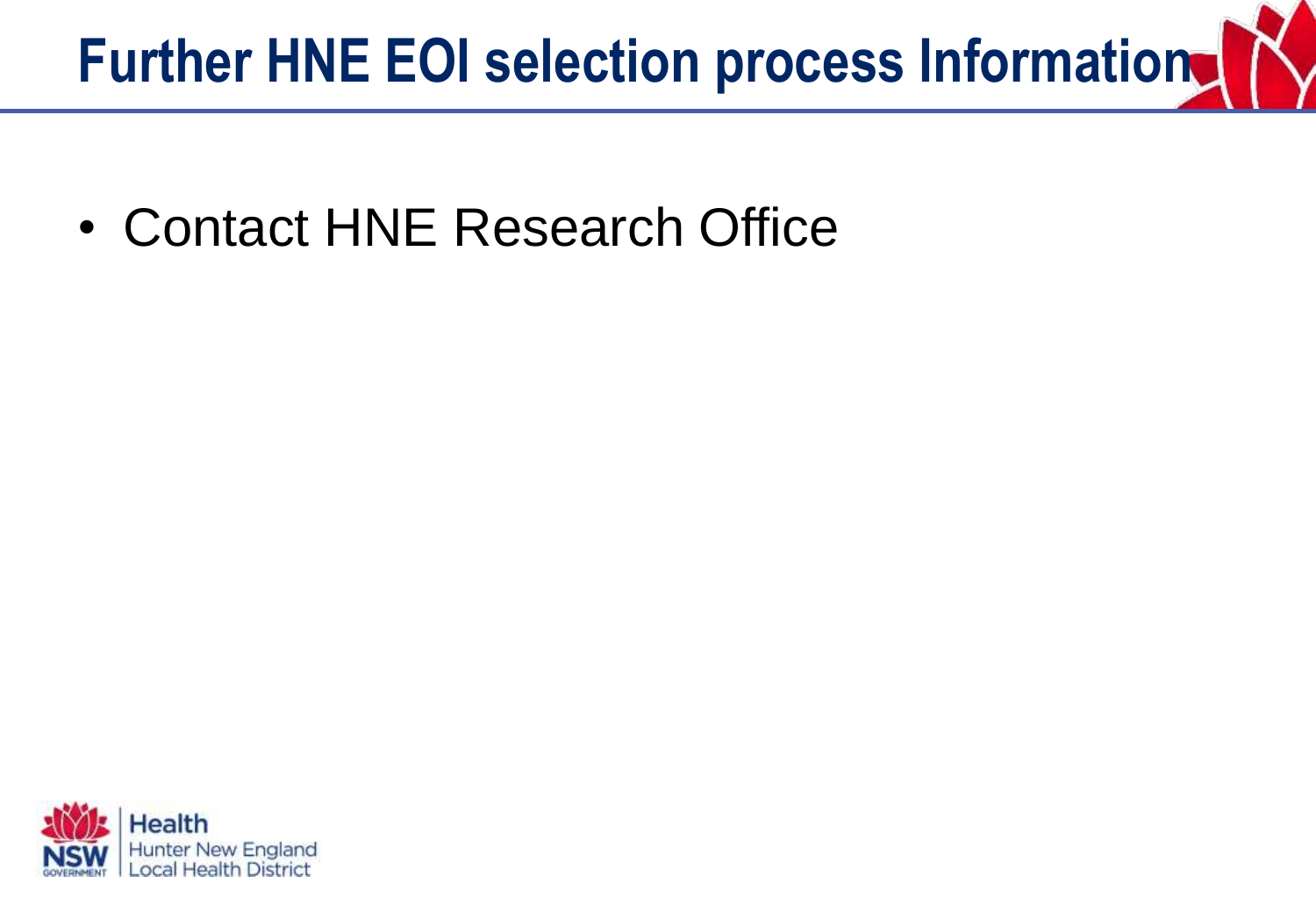# Further HNE EOI selection process Information

- Contact HNE Research Office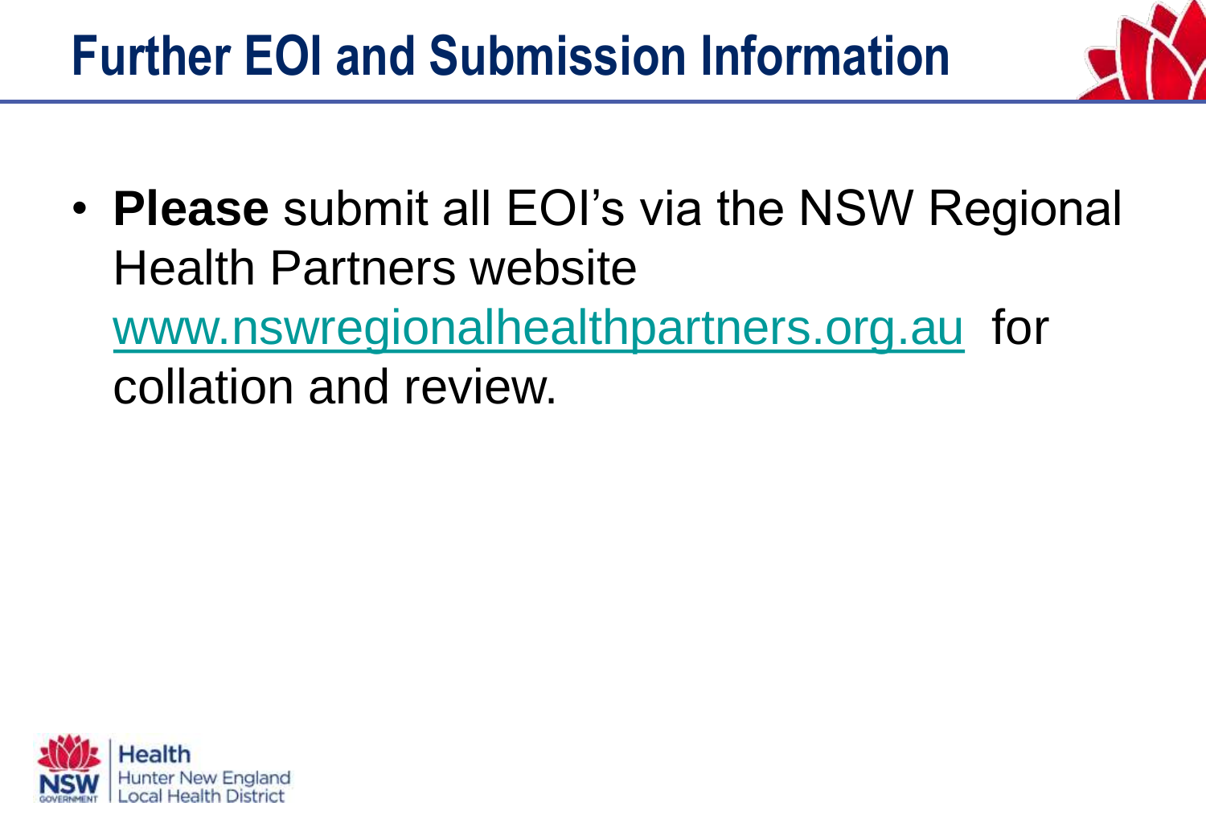# Further EOI and Submission Information

- **Please** submit all EOI's via the NSW Regional Health Partners website www.nswregionalhealthpartners.org.au for collation and review.